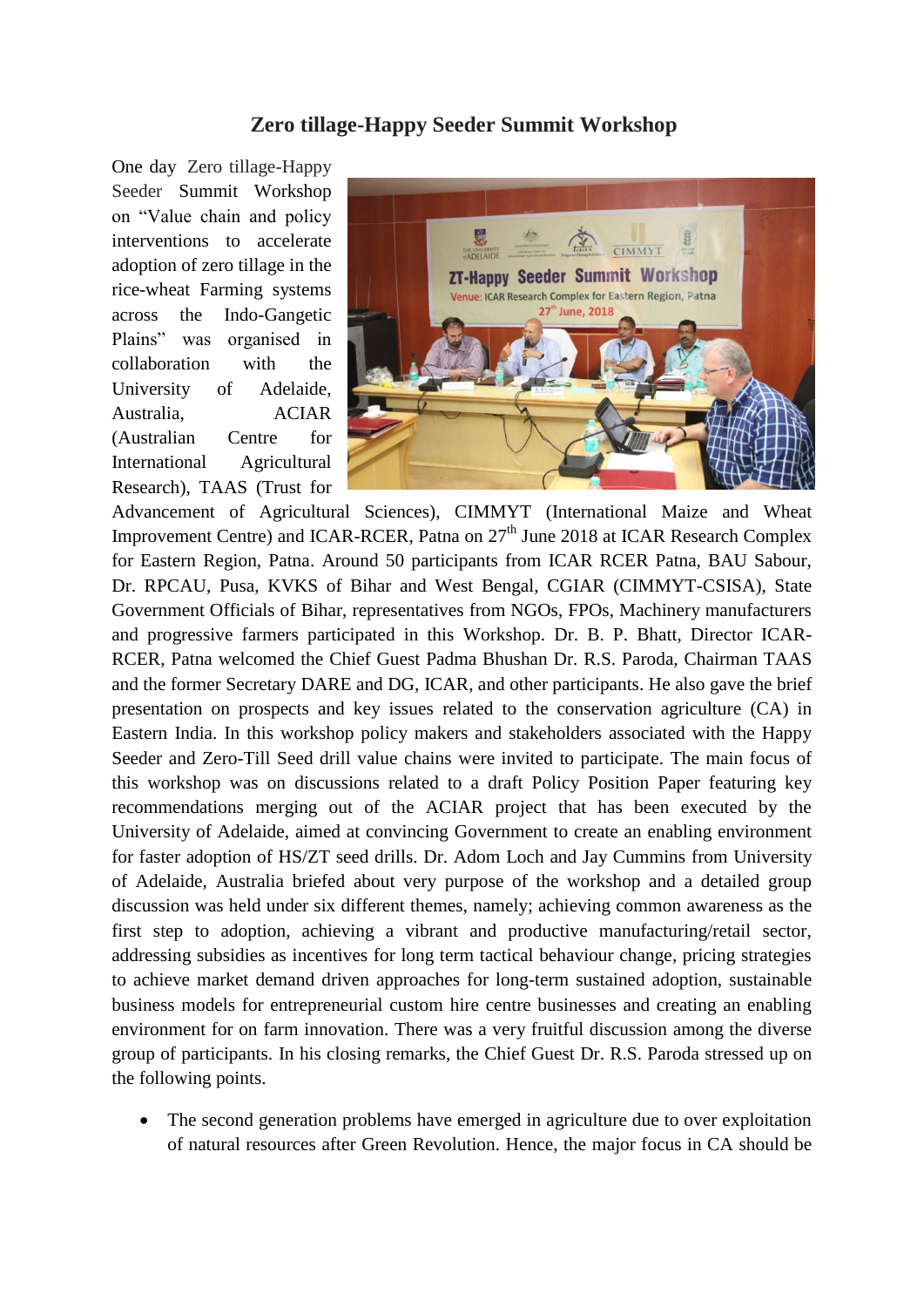# Zero tillage-Happy Seeder Summit Workshop

One day Zero tillage-Happy Seeder Summit Workshop on "Value chain and policy interventions to accelerate adoption of zero tillage in the rice-wheat Farming systems across the Indo-Gangetic Plains" was organised in collaboration with the University of Adelaide, Australia, ACIAR (Australian Centre for International Agricultural Research), TAAS (Trust for Advancement of Agricultural Sciences), CIMMYT (International Maize and Wheat Improvement Centre) and ICAR-RCER, Patna on 27th June 2018 at ICAR Research Complex for Eastern Region, Patna. Around 50 participants from ICAR RCER Patna, BAU Sabour, Dr. RPCAU, Pusa, KVKS of Bihar and West Bengal, CGIAR (CIMMYT-CSISA), State Government Officials of Bihar, representatives from NGOs, FPOs, Machinery manufacturers and progressive farmers participated in this Workshop. Dr. B. P. Bhatt, Director ICAR-RCER, Patna welcomed the Chief Guest Padma Bhushan Dr. R.S. Paroda, Chairman TAAS and the former Secretary DARE and DG, ICAR, and other participants. He also gave the brief presentation on prospects and key issues related to the conservation agriculture (CA) in Eastern India. In this workshop policy makers and stakeholders associated with the Happy Seeder and Zero-Till Seed drill value chains were invited to participate. The main focus of this workshop was on discussions related to a draft Policy Position Paper featuring key recommendations merging out of the ACIAR project that has been executed by the University of Adelaide, aimed at convincing Government to create an enabling environment for faster adoption of HS/ZT seed drills. Dr. Adom Loch and Jay Cummins from University of Adelaide, Australia briefed about very purpose of the workshop and a detailed group discussion was held under six different themes, namely; achieving common awareness as the first step to adoption, achieving a vibrant and productive manufacturing/retail sector, addressing subsidies as incentives for long term tactical behaviour change, pricing strategies to achieve market demand driven approaches for long-term sustained adoption, sustainable business models for entrepreneurial custom hire centre businesses and creating an enabling environment for on farm innovation. There was a very fruitful discussion among the diverse group of participants. In his closing remarks, the Chief Guest Dr. R.S. Paroda stressed up on the following points.

- The second generation problems have emerged in agriculture due to over exploitation of natural resources after Green Revolution. Hence, the major focus in CA should be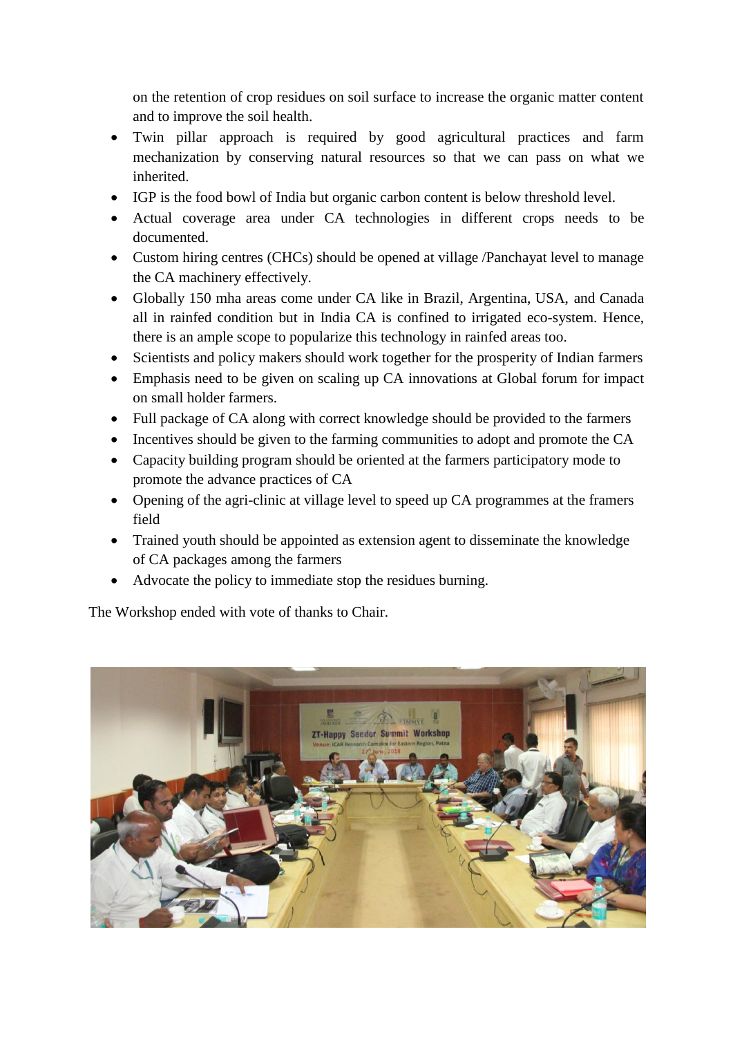on the retention of crop residues on soil surface to increase the organic matter content and to improve the soil health.

- Twin pillar approach is required by good agricultural practices and farm mechanization by conserving natural resources so that we can pass on what we inherited.
- IGP is the food bowl of India but organic carbon content is below threshold level.
- Actual coverage area under CA technologies in different crops needs to be documented.
- Custom hiring centres (CHCs) should be opened at village /Panchayat level to manage the CA machinery effectively.
- Globally 150 mha areas come under CA like in Brazil, Argentina, USA, and Canada all in rainfed condition but in India CA is confined to irrigated eco-system. Hence, there is an ample scope to popularize this technology in rainfed areas too.
- Scientists and policy makers should work together for the prosperity of Indian farmers
- Emphasis need to be given on scaling up CA innovations at Global forum for impact on small holder farmers.
- Full package of CA along with correct knowledge should be provided to the farmers
- Incentives should be given to the farming communities to adopt and promote the CA
- Capacity building program should be oriented at the farmers participatory mode to promote the advance practices of CA
- Opening of the agri-clinic at village level to speed up CA programmes at the framers field
- Trained youth should be appointed as extension agent to disseminate the knowledge of CA packages among the farmers
- Advocate the policy to immediate stop the residues burning.

The Workshop ended with vote of thanks to Chair.